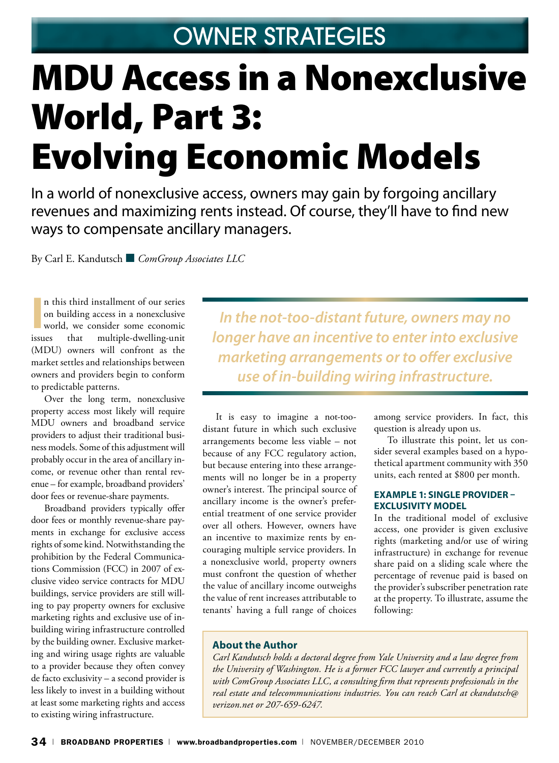OWNER STRATEGIES

# MDU Access in a Nonexclusive World, Part 3: Evolving Economic Models

In a world of nonexclusive access, owners may gain by forgoing ancillary revenues and maximizing rents instead. Of course, they'll have to find new ways to compensate ancillary managers.

By Carl E. Kandutsch ■ *ComGroup Associates LLC*

In this third installment of our series on building access in a nonexclusive world, we consider some economic issues that multiple-dwelling-unit (MDU) owners will confront as the market settles and relationships between owners and providers begin to conform to predictable patterns.

Over the long term, nonexclusive property access most likely will require MDU owners and broadband service providers to adjust their traditional business models. Some of this adjustment will probably occur in the area of ancillary income, or revenue other than rental revenue – for example, broadband providers' door fees or revenue-share payments.

Broadband providers typically offer door fees or monthly revenue-share payments in exchange for exclusive access rights of some kind. Notwithstanding the prohibition by the Federal Communications Commission (FCC) in 2007 of exclusive video service contracts for MDU buildings, service providers are still willing to pay property owners for exclusive marketing rights and exclusive use of in-building wiring infrastructure controlled by the building owner. Exclusive marketing and wiring usage rights are valuable to a provider because they often convey de facto exclusivity – a second provider is less likely to invest in a building without at least some marketing rights and access to existing wiring infrastructure.

> *In the not-too-distant future, owners may no longer have an incentive to enter into exclusive marketing arrangements or to offer exclusive use of in-building wiring infrastructure.*

It is easy to imagine a not-too-distant future in which such exclusive arrangements become less viable – not because of any FCC regulatory action, but because entering into these arrangements will no longer be in a property owner's interest. The principal source of ancillary income is the owner's preferential treatment of one service provider over all others. However, owners have an incentive to maximize rents by encouraging multiple service providers. In a nonexclusive world, property owners must confront the question of whether the value of ancillary income outweighs the value of rent increases attributable to tenants' having a full range of choices among service providers. In fact, this question is already upon us.

To illustrate this point, let us consider several examples based on a hypothetical apartment community with 350 units, each rented at $800 per month.

### EXAMPLE 1: SINGLE PROVIDER – EXCLUSIVITY MODEL

In the traditional model of exclusive access, one provider is given exclusive rights (marketing and/or use of wiring infrastructure) in exchange for revenue share paid on a sliding scale where the percentage of revenue paid is based on the provider's subscriber penetration rate at the property. To illustrate, assume the following:

**About the Author**

*Carl Kandutsch holds a doctoral degree from Yale University and a law degree from the University of Washington. He is a former FCC lawyer and currently a principal with ComGroup Associates LLC, a consulting firm that represents professionals in the real estate and telecommunications industries. You can reach Carl at ckandutsch@verizon.net or 207-659-6247.*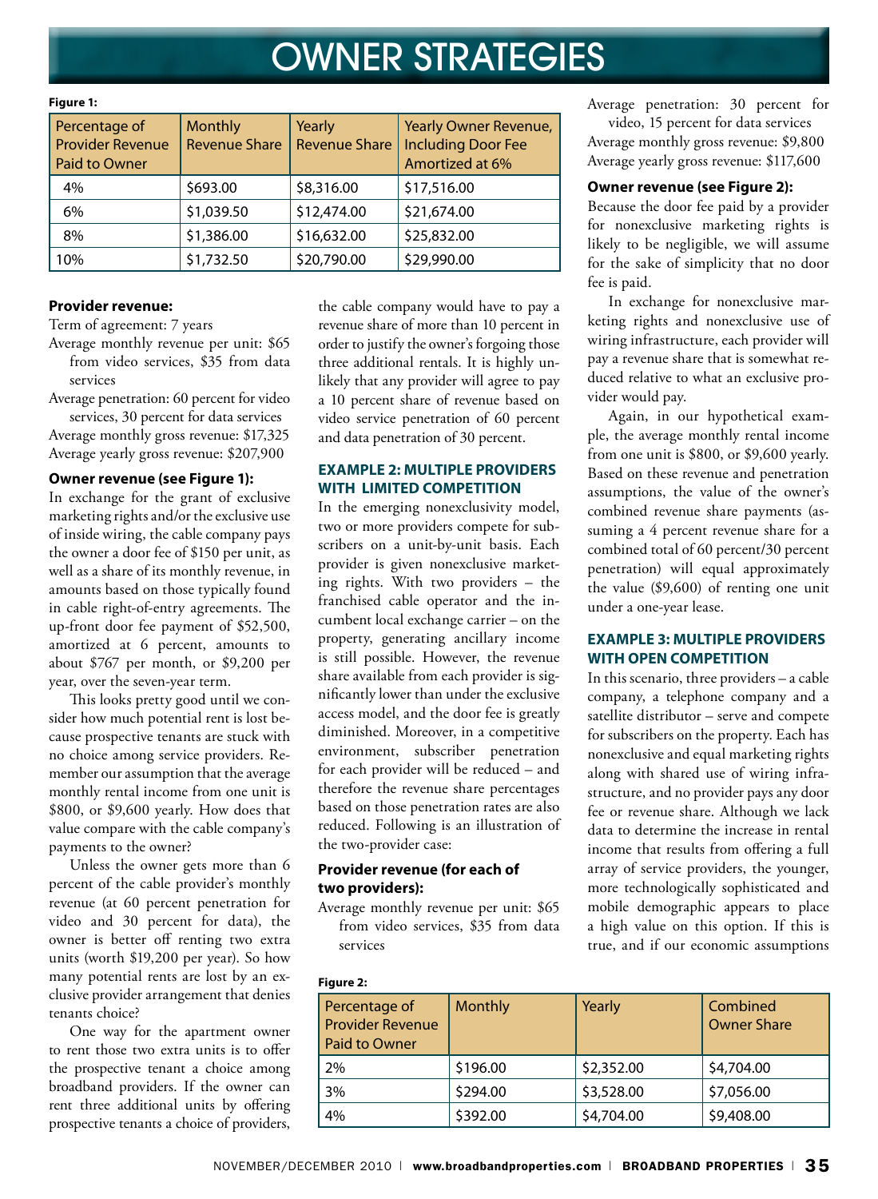**Figure 1:**

| Percentage of Provider Revenue Paid to Owner | Monthly Revenue Share | Yearly Revenue Share | Yearly Owner Revenue, Including Door Fee Amortized at 6% |
|---|---|---|---|
| 4% | $693.00 | $8,316.00 | $17,516.00 |
| 6% | $1,039.50 | $12,474.00 | $21,674.00 |
| 8% | $1,386.00 | $16,632.00 | $25,832.00 |
| 10% | $1,732.50 | $20,790.00 | $29,990.00 |

**Provider revenue:**

Term of agreement: 7 years

Average monthly revenue per unit: $65 from video services, $35 from data services

Average penetration: 60 percent for video services, 30 percent for data services

Average monthly gross revenue: $17,325

Average yearly gross revenue: $207,900

**Owner revenue (see Figure 1):**

In exchange for the grant of exclusive marketing rights and/or the exclusive use of inside wiring, the cable company pays the owner a door fee of $150 per unit, as well as a share of its monthly revenue, in amounts based on those typically found in cable right-of-entry agreements. The up-front door fee payment of $52,500, amortized at 6 percent, amounts to about $767 per month, or $9,200 per year, over the seven-year term.

This looks pretty good until we consider how much potential rent is lost because prospective tenants are stuck with no choice among service providers. Remember our assumption that the average monthly rental income from one unit is $800, or $9,600 yearly. How does that value compare with the cable company's payments to the owner?

Unless the owner gets more than 6 percent of the cable provider's monthly revenue (at 60 percent penetration for video and 30 percent for data), the owner is better off renting two extra units (worth $19,200 per year). So how many potential rents are lost by an exclusive provider arrangement that denies tenants choice?

One way for the apartment owner to rent those two extra units is to offer the prospective tenant a choice among broadband providers. If the owner can rent three additional units by offering prospective tenants a choice of providers, the cable company would have to pay a revenue share of more than 10 percent in order to justify the owner's forgoing those three additional rentals. It is highly unlikely that any provider will agree to pay a 10 percent share of revenue based on video service penetration of 60 percent and data penetration of 30 percent.

### EXAMPLE 2: MULTIPLE PROVIDERS WITH LIMITED COMPETITION

In the emerging nonexclusivity model, two or more providers compete for subscribers on a unit-by-unit basis. Each provider is given nonexclusive marketing rights. With two providers – the franchised cable operator and the incumbent local exchange carrier – on the property, generating ancillary income is still possible. However, the revenue share available from each provider is significantly lower than under the exclusive access model, and the door fee is greatly diminished. Moreover, in a competitive environment, subscriber penetration for each provider will be reduced – and therefore the revenue share percentages based on those penetration rates are also reduced. Following is an illustration of the two-provider case:

**Provider revenue (for each of two providers):**

Average monthly revenue per unit: $65 from video services, $35 from data services

Average penetration: 30 percent for video, 15 percent for data services

Average monthly gross revenue: $9,800

Average yearly gross revenue: $117,600

**Owner revenue (see Figure 2):**

Because the door fee paid by a provider for nonexclusive marketing rights is likely to be negligible, we will assume for the sake of simplicity that no door fee is paid.

In exchange for nonexclusive marketing rights and nonexclusive use of wiring infrastructure, each provider will pay a revenue share that is somewhat reduced relative to what an exclusive provider would pay.

Again, in our hypothetical example, the average monthly rental income from one unit is $800, or $9,600 yearly. Based on these revenue and penetration assumptions, the value of the owner's combined revenue share payments (assuming a 4 percent revenue share for a combined total of 60 percent/30 percent penetration) will equal approximately the value ($9,600) of renting one unit under a one-year lease.

### EXAMPLE 3: MULTIPLE PROVIDERS WITH OPEN COMPETITION

In this scenario, three providers – a cable company, a telephone company and a satellite distributor – serve and compete for subscribers on the property. Each has nonexclusive and equal marketing rights along with shared use of wiring infrastructure, and no provider pays any door fee or revenue share. Although we lack data to determine the increase in rental income that results from offering a full array of service providers, the younger, more technologically sophisticated and mobile demographic appears to place a high value on this option. If this is true, and if our economic assumptions

**Figure 2:**

| Percentage of Provider Revenue Paid to Owner | Monthly | Yearly | Combined Owner Share |
|---|---|---|---|
| 2% | $196.00 | $2,352.00 | $4,704.00 |
| 3% | $294.00 | $3,528.00 | $7,056.00 |
| 4% | $392.00 | $4,704.00 | $9,408.00 |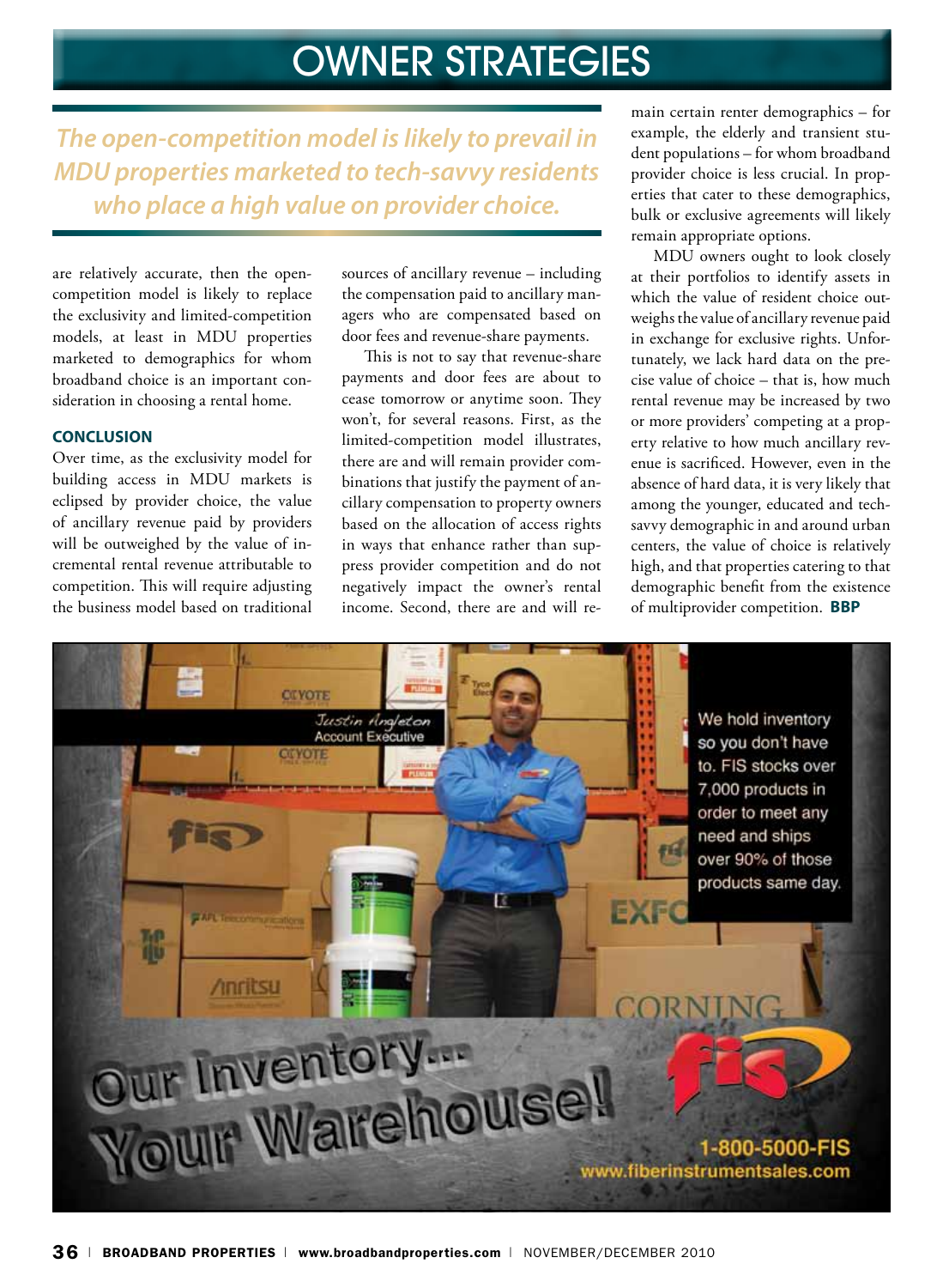*The open-competition model is likely to prevail in MDU properties marketed to tech-savvy residents who place a high value on provider choice.*

are relatively accurate, then the open-competition model is likely to replace the exclusivity and limited-competition models, at least in MDU properties marketed to demographics for whom broadband choice is an important consideration in choosing a rental home.

### CONCLUSION

Over time, as the exclusivity model for building access in MDU markets is eclipsed by provider choice, the value of ancillary revenue paid by providers will be outweighed by the value of incremental rental revenue attributable to competition. This will require adjusting the business model based on traditional sources of ancillary revenue – including the compensation paid to ancillary managers who are compensated based on door fees and revenue-share payments.

This is not to say that revenue-share payments and door fees are about to cease tomorrow or anytime soon. They won't, for several reasons. First, as the limited-competition model illustrates, there are and will remain provider combinations that justify the payment of ancillary compensation to property owners based on the allocation of access rights in ways that enhance rather than suppress provider competition and do not negatively impact the owner's rental income. Second, there are and will remain certain renter demographics – for example, the elderly and transient student populations – for whom broadband provider choice is less crucial. In properties that cater to these demographics, bulk or exclusive agreements will likely remain appropriate options.

MDU owners ought to look closely at their portfolios to identify assets in which the value of resident choice outweighs the value of ancillary revenue paid in exchange for exclusive rights. Unfortunately, we lack hard data on the precise value of choice – that is, how much rental revenue may be increased by two or more providers' competing at a property relative to how much ancillary revenue is sacrificed. However, even in the absence of hard data, it is very likely that among the younger, educated and tech-savvy demographic in and around urban centers, the value of choice is relatively high, and that properties catering to that demographic benefit from the existence of multiprovider competition. **BBP**

Justin Angleton
Account Executive

We hold inventory so you don't have to. FIS stocks over 7,000 products in order to meet any need and ships over 90% of those products same day.

Our Inventory... Your Warehouse!

fis

1-800-5000-FIS
www.fiberinstrumentsales.com